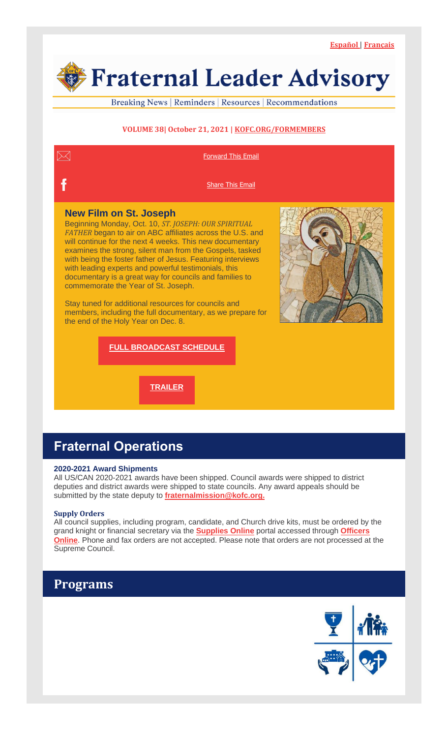Español | Français

# Fraternal Leader Advisory

Breaking News | Reminders | Resources | Recommendations

**VOLUME 38| October 21, 2021 | KOFC.ORG/FORMEMBERS**

Forward This Email

Share This Email

### New Film on St. Joseph

Beginning Monday, Oct. 10, *ST. JOSEPH: OUR SPIRITUAL FATHER* began to air on ABC affiliates across the U.S. and will continue for the next 4 weeks. This new documentary examines the strong, silent man from the Gospels, tasked with being the foster father of Jesus. Featuring interviews with leading experts and powerful testimonials, this documentary is a great way for councils and families to commemorate the Year of St. Joseph.

Stay tuned for additional resources for councils and members, including the full documentary, as we prepare for the end of the Holy Year on Dec. 8.

**FULL BROADCAST SCHEDULE**

**TRAILER**

## Fraternal Operations

**2020-2021 Award Shipments**

All US/CAN 2020-2021 awards have been shipped. Council awards were shipped to district deputies and district awards were shipped to state councils. Any award appeals should be submitted by the state deputy to **fraternalmission@kofc.org.**

**Supply Orders**

All council supplies, including program, candidate, and Church drive kits, must be ordered by the grand knight or financial secretary via the **Supplies Online** portal accessed through **Officers Online**. Phone and fax orders are not accepted. Please note that orders are not processed at the Supreme Council.

## Programs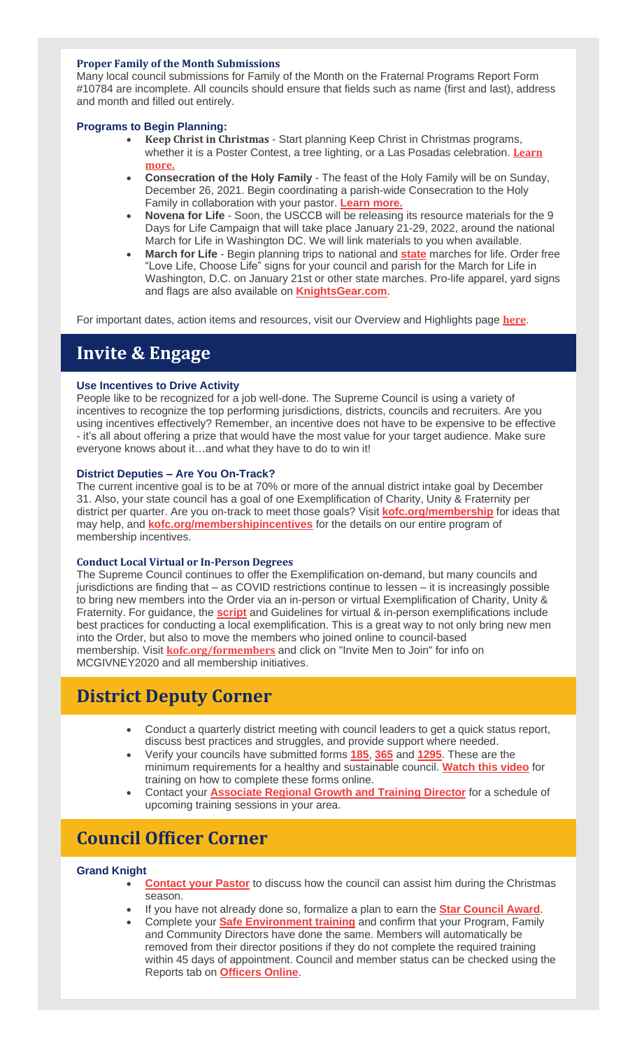### Proper Family of the Month Submissions

Many local council submissions for Family of the Month on the Fraternal Programs Report Form #10784 are incomplete. All councils should ensure that fields such as name (first and last), address and month and filled out entirely.

### Programs to Begin Planning:

- **Keep Christ in Christmas** - Start planning Keep Christ in Christmas programs, whether it is a Poster Contest, a tree lighting, or a Las Posadas celebration. **Learn more.**
- **Consecration of the Holy Family** - The feast of the Holy Family will be on Sunday, December 26, 2021. Begin coordinating a parish-wide Consecration to the Holy Family in collaboration with your pastor. **Learn more.**
- **Novena for Life** - Soon, the USCCB will be releasing its resource materials for the 9 Days for Life Campaign that will take place January 21-29, 2022, around the national March for Life in Washington DC. We will link materials to you when available.
- **March for Life** - Begin planning trips to national and **state** marches for life. Order free "Love Life, Choose Life" signs for your council and parish for the March for Life in Washington, D.C. on January 21st or other state marches. Pro-life apparel, yard signs and flags are also available on **KnightsGear.com**.

For important dates, action items and resources, visit our Overview and Highlights page **here**.

## Invite & Engage

### Use Incentives to Drive Activity

People like to be recognized for a job well-done. The Supreme Council is using a variety of incentives to recognize the top performing jurisdictions, districts, councils and recruiters. Are you using incentives effectively? Remember, an incentive does not have to be expensive to be effective - it's all about offering a prize that would have the most value for your target audience. Make sure everyone knows about it…and what they have to do to win it!

### District Deputies – Are You On-Track?

The current incentive goal is to be at 70% or more of the annual district intake goal by December 31. Also, your state council has a goal of one Exemplification of Charity, Unity & Fraternity per district per quarter. Are you on-track to meet those goals? Visit **kofc.org/membership** for ideas that may help, and **kofc.org/membershipincentives** for the details on our entire program of membership incentives.

### Conduct Local Virtual or In-Person Degrees

The Supreme Council continues to offer the Exemplification on-demand, but many councils and jurisdictions are finding that – as COVID restrictions continue to lessen – it is increasingly possible to bring new members into the Order via an in-person or virtual Exemplification of Charity, Unity & Fraternity. For guidance, the **script** and Guidelines for virtual & in-person exemplifications include best practices for conducting a local exemplification. This is a great way to not only bring new men into the Order, but also to move the members who joined online to council-based membership. Visit **kofc.org/formembers** and click on "Invite Men to Join" for info on MCGIVNEY2020 and all membership initiatives.

## District Deputy Corner

- Conduct a quarterly district meeting with council leaders to get a quick status report, discuss best practices and struggles, and provide support where needed.
- Verify your councils have submitted forms **185**, **365** and **1295**. These are the minimum requirements for a healthy and sustainable council. **Watch this video** for training on how to complete these forms online.
- Contact your **Associate Regional Growth and Training Director** for a schedule of upcoming training sessions in your area.

## Council Officer Corner

### Grand Knight

- **Contact your Pastor** to discuss how the council can assist him during the Christmas season.
- If you have not already done so, formalize a plan to earn the **Star Council Award**.
- Complete your **Safe Environment training** and confirm that your Program, Family and Community Directors have done the same. Members will automatically be removed from their director positions if they do not complete the required training within 45 days of appointment. Council and member status can be checked using the Reports tab on **Officers Online**.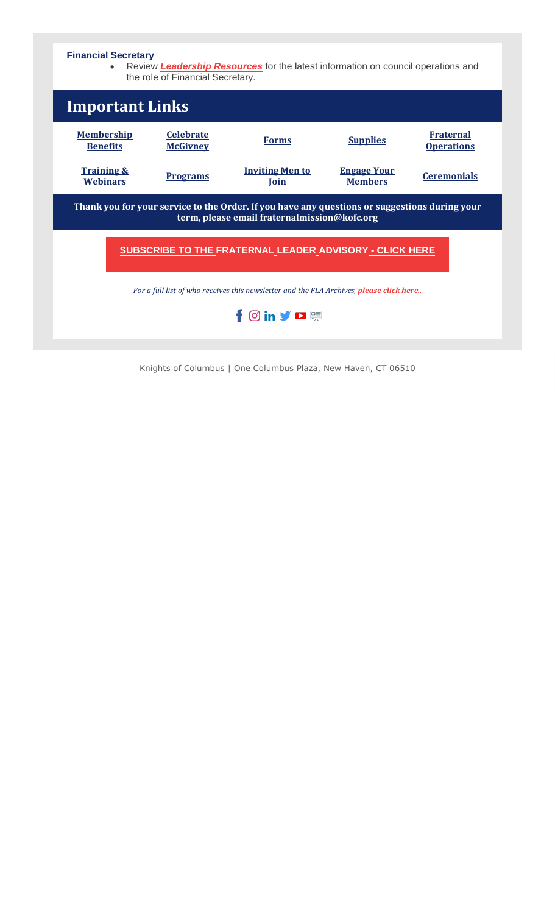**Financial Secretary**

- Review ***Leadership Resources*** for the latest information on council operations and the role of Financial Secretary.

## Important Links

| | | | | |
|---|---|---|---|---|
| **Membership Benefits** | **Celebrate McGivney** | **Forms** | **Supplies** | **Fraternal Operations** |
| **Training & Webinars** | **Programs** | **Inviting Men to Join** | **Engage Your Members** | **Ceremonials** |

**Thank you for your service to the Order. If you have any questions or suggestions during your term, please email fraternalmission@kofc.org**

**SUBSCRIBE TO THE FRATERNAL LEADER ADVISORY - CLICK HERE**

*For a full list of who receives this newsletter and the FLA Archives, **please click here..***

Knights of Columbus | One Columbus Plaza, New Haven, CT 06510